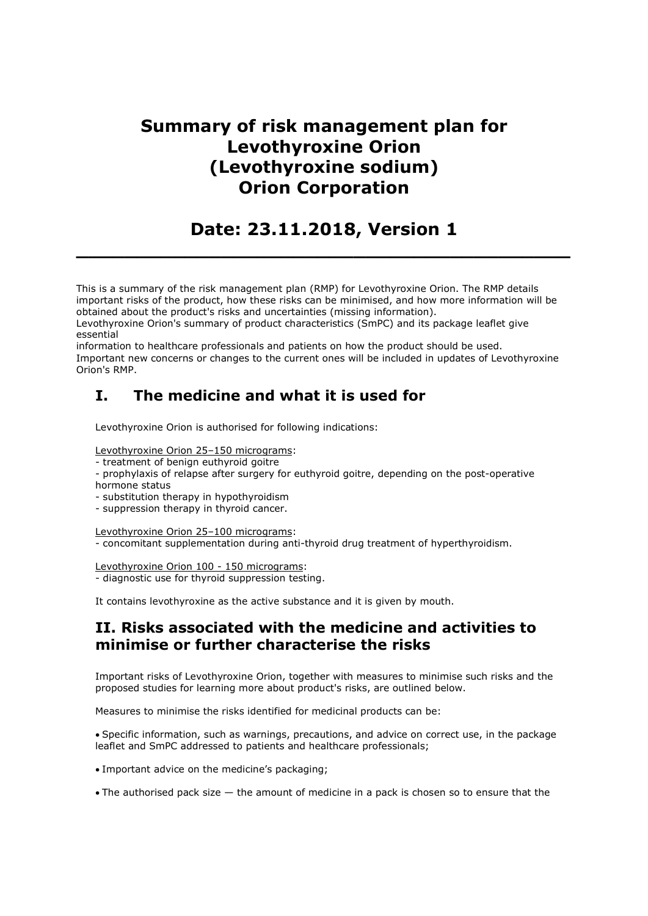# Summary of risk management plan for Levothyroxine Orion (Levothyroxine sodium) Orion Corporation

## Date: 23.11.2018, Version 1

---

This is a summary of the risk management plan (RMP) for Levothyroxine Orion. The RMP details important risks of the product, how these risks can be minimised, and how more information will be obtained about the product's risks and uncertainties (missing information).
Levothyroxine Orion's summary of product characteristics (SmPC) and its package leaflet give essential
information to healthcare professionals and patients on how the product should be used.
Important new concerns or changes to the current ones will be included in updates of Levothyroxine Orion's RMP.

## I. The medicine and what it is used for

Levothyroxine Orion is authorised for following indications:

Levothyroxine Orion 25–150 micrograms:
- treatment of benign euthyroid goitre
- prophylaxis of relapse after surgery for euthyroid goitre, depending on the post-operative hormone status
- substitution therapy in hypothyroidism
- suppression therapy in thyroid cancer.

Levothyroxine Orion 25–100 micrograms:
- concomitant supplementation during anti-thyroid drug treatment of hyperthyroidism.

Levothyroxine Orion 100 - 150 micrograms:
- diagnostic use for thyroid suppression testing.

It contains levothyroxine as the active substance and it is given by mouth.

## II. Risks associated with the medicine and activities to minimise or further characterise the risks

Important risks of Levothyroxine Orion, together with measures to minimise such risks and the proposed studies for learning more about product's risks, are outlined below.

Measures to minimise the risks identified for medicinal products can be:

- Specific information, such as warnings, precautions, and advice on correct use, in the package leaflet and SmPC addressed to patients and healthcare professionals;
- Important advice on the medicine's packaging;
- The authorised pack size — the amount of medicine in a pack is chosen so to ensure that the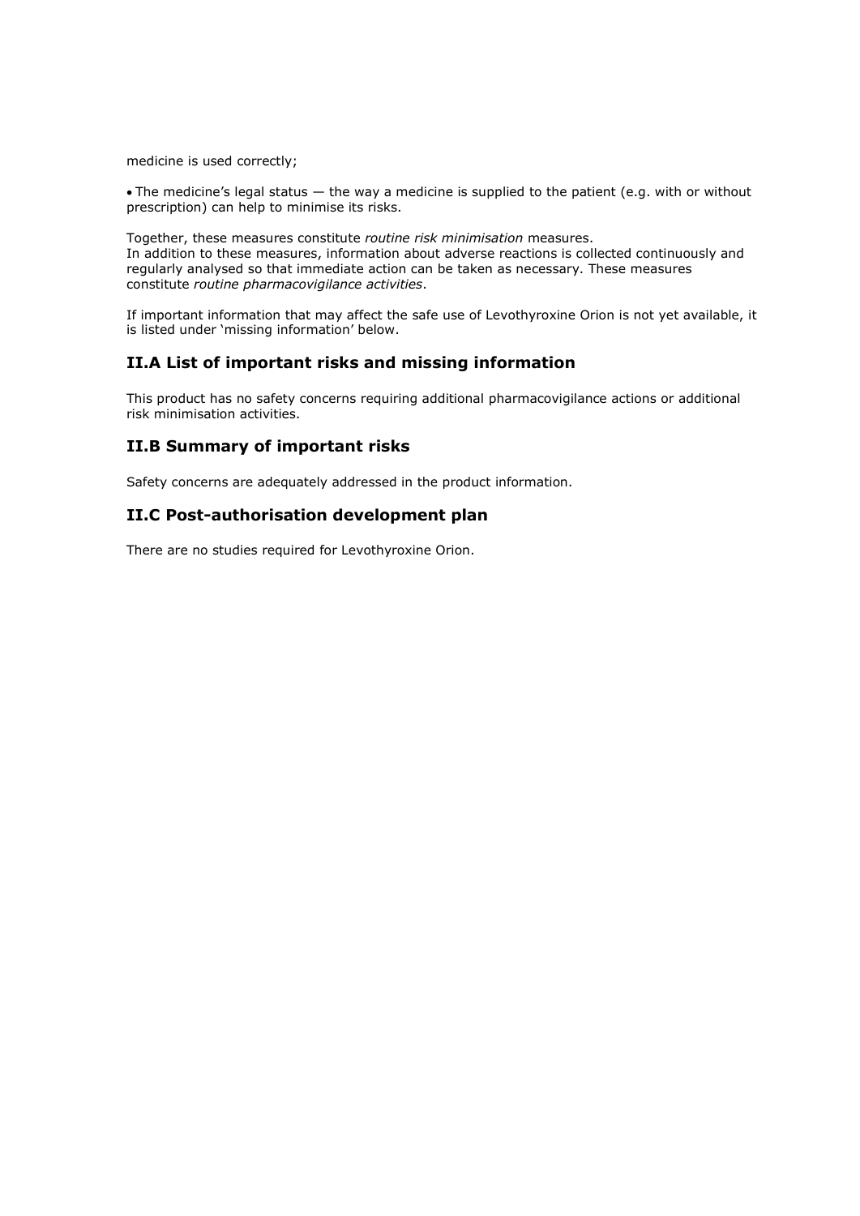medicine is used correctly;

- The medicine's legal status — the way a medicine is supplied to the patient (e.g. with or without prescription) can help to minimise its risks.

Together, these measures constitute *routine risk minimisation* measures.
In addition to these measures, information about adverse reactions is collected continuously and regularly analysed so that immediate action can be taken as necessary. These measures constitute *routine pharmacovigilance activities*.

If important information that may affect the safe use of Levothyroxine Orion is not yet available, it is listed under 'missing information' below.

## II.A List of important risks and missing information

This product has no safety concerns requiring additional pharmacovigilance actions or additional risk minimisation activities.

## II.B Summary of important risks

Safety concerns are adequately addressed in the product information.

## II.C Post-authorisation development plan

There are no studies required for Levothyroxine Orion.